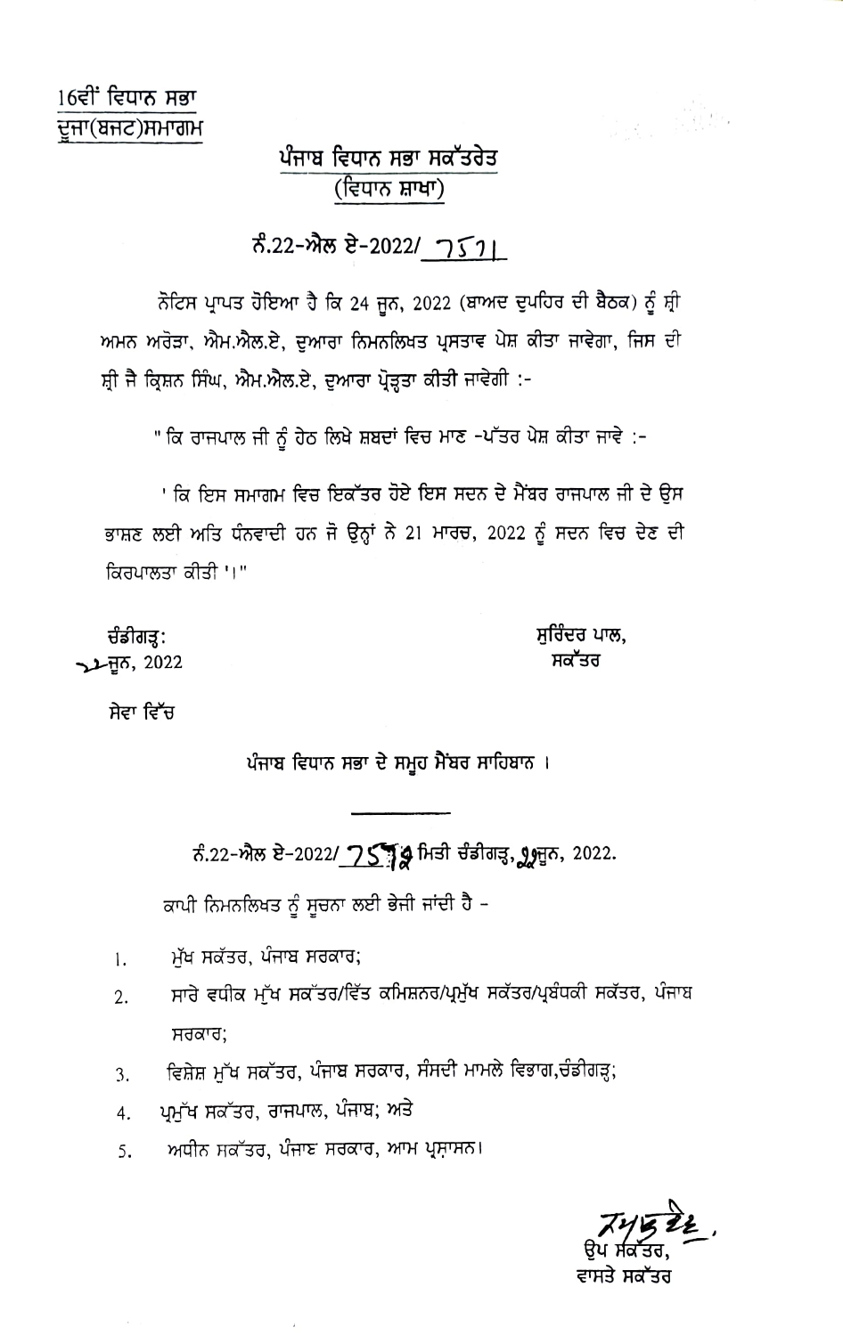16ਵੀਂ ਵਿਧਾਨ ਸਭਾ
ਦੂਜਾ(ਬਜਟ)ਸਮਾਗਮ

## ਪੰਜਾਬ ਵਿਧਾਨ ਸਭਾ ਸਕੱਤਰੇਤ
### (ਵਿਧਾਨ ਸ਼ਾਖਾ)

ਨੰ.22-ਐਲ ਏ-2022/ 7571

ਨੋਟਿਸ ਪ੍ਰਾਪਤ ਹੋਇਆ ਹੈ ਕਿ 24 ਜੂਨ, 2022 (ਬਾਅਦ ਦੁਪਹਿਰ ਦੀ ਬੈਠਕ) ਨੂੰ ਸ਼੍ਰੀ ਅਮਨ ਅਰੋੜਾ, ਐਮ.ਐਲ.ਏ, ਦੁਆਰਾ ਨਿਮਨਲਿਖਤ ਪ੍ਰਸਤਾਵ ਪੇਸ਼ ਕੀਤਾ ਜਾਵੇਗਾ, ਜਿਸ ਦੀ ਸ਼੍ਰੀ ਜੈ ਕ੍ਰਿਸ਼ਨ ਸਿੰਘ, ਐਮ.ਐਲ.ਏ, ਦੁਆਰਾ ਪ੍ਰੋੜ੍ਹਤਾ ਕੀਤੀ ਜਾਵੇਗੀ :-

" ਕਿ ਰਾਜਪਾਲ ਜੀ ਨੂੰ ਹੇਠ ਲਿਖੇ ਸ਼ਬਦਾਂ ਵਿਚ ਮਾਣ -ਪੱਤਰ ਪੇਸ਼ ਕੀਤਾ ਜਾਵੇ :-

' ਕਿ ਇਸ ਸਮਾਗਮ ਵਿਚ ਇਕੱਤਰ ਹੋਏ ਇਸ ਸਦਨ ਦੇ ਮੈਂਬਰ ਰਾਜਪਾਲ ਜੀ ਦੇ ਉਸ ਭਾਸ਼ਣ ਲਈ ਅਤਿ ਧੰਨਵਾਦੀ ਹਨ ਜੋ ਉਨ੍ਹਾਂ ਨੇ 21 ਮਾਰਚ, 2022 ਨੂੰ ਸਦਨ ਵਿਚ ਦੇਣ ਦੀ ਕਿਰਪਾਲਤਾ ਕੀਤੀ '।"

ਚੰਡੀਗੜ੍ਹ:
22 ਜੂਨ, 2022

ਸੁਰਿੰਦਰ ਪਾਲ,
ਸਕੱਤਰ

ਸੇਵਾ ਵਿੱਚ

ਪੰਜਾਬ ਵਿਧਾਨ ਸਭਾ ਦੇ ਸਮੂਹ ਮੈਂਬਰ ਸਾਹਿਬਾਨ ।

---

ਨੰ.22-ਐਲ ਏ-2022/ 7572 ਮਿਤੀ ਚੰਡੀਗੜ੍ਹ, 22 ਜੂਨ, 2022.

ਕਾਪੀ ਨਿਮਨਲਿਖਤ ਨੂੰ ਸੂਚਨਾ ਲਈ ਭੇਜੀ ਜਾਂਦੀ ਹੈ -

1. ਮੁੱਖ ਸਕੱਤਰ, ਪੰਜਾਬ ਸਰਕਾਰ;
2. ਸਾਰੇ ਵਧੀਕ ਮੁੱਖ ਸਕੱਤਰ/ਵਿੱਤ ਕਮਿਸ਼ਨਰ/ਪ੍ਰਮੁੱਖ ਸਕੱਤਰ/ਪ੍ਰਬੰਧਕੀ ਸਕੱਤਰ, ਪੰਜਾਬ ਸਰਕਾਰ;
3. ਵਿਸ਼ੇਸ਼ ਮੁੱਖ ਸਕੱਤਰ, ਪੰਜਾਬ ਸਰਕਾਰ, ਸੰਸਦੀ ਮਾਮਲੇ ਵਿਭਾਗ,ਚੰਡੀਗੜ੍ਹ;
4. ਪ੍ਰਮੁੱਖ ਸਕੱਤਰ, ਰਾਜਪਾਲ, ਪੰਜਾਬ; ਅਤੇ
5. ਅਧੀਨ ਸਕੱਤਰ, ਪੰਜਾਬ ਸਰਕਾਰ, ਆਮ ਪ੍ਰਸ਼ਾਸਨ।

ਉਪ ਸਕੱਤਰ,
ਵਾਸਤੇ ਸਕੱਤਰ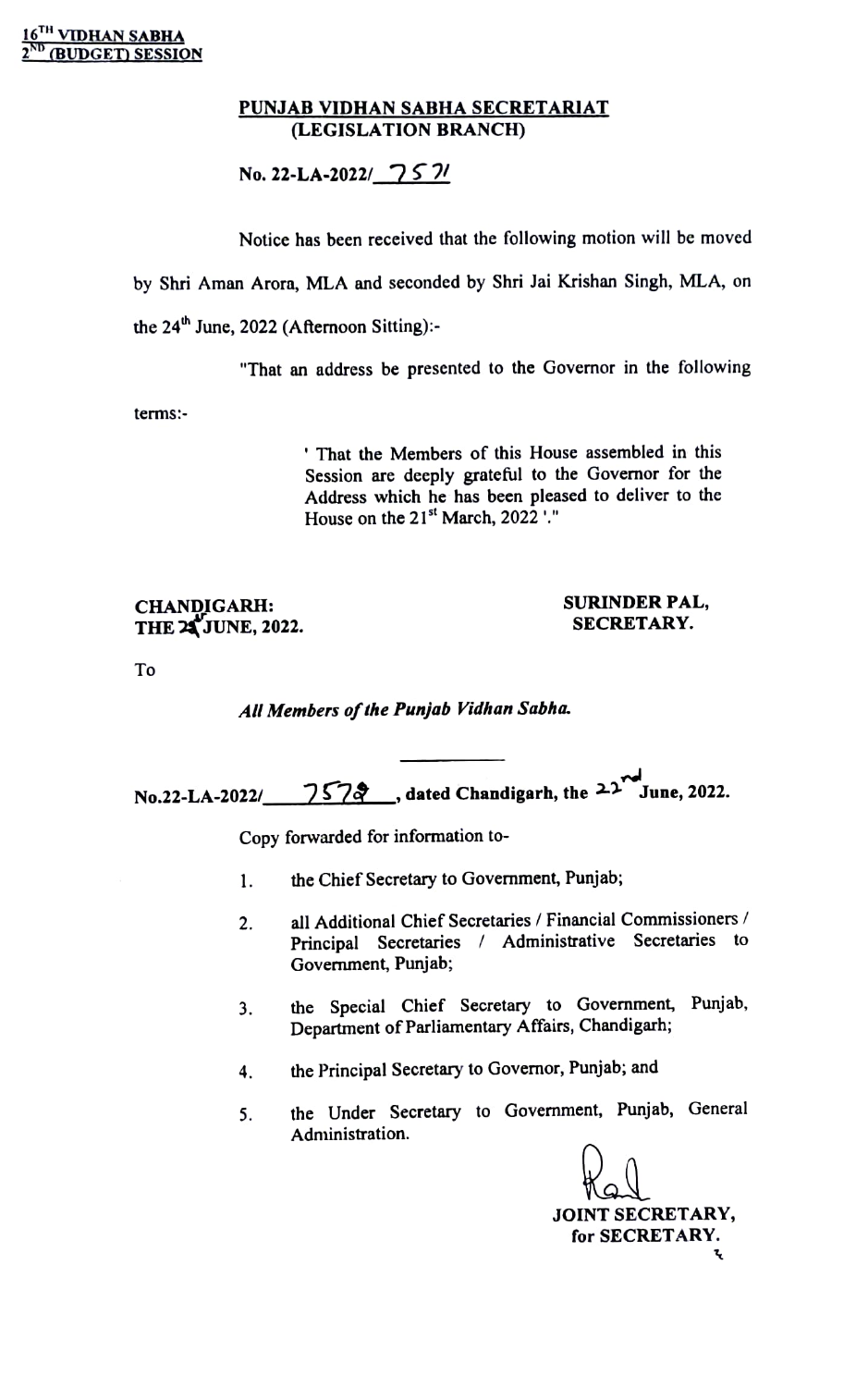16[TH] VIDHAN SABHA
2[ND] (BUDGET) SESSION

**PUNJAB VIDHAN SABHA SECRETARIAT**
**(LEGISLATION BRANCH)**

**No. 22-LA-2022/ 7571**

Notice has been received that the following motion will be moved by Shri Aman Arora, MLA and seconded by Shri Jai Krishan Singh, MLA, on the 24[th] June, 2022 (Afternoon Sitting):-

"That an address be presented to the Governor in the following terms:-

> ' That the Members of this House assembled in this Session are deeply grateful to the Governor for the Address which he has been pleased to deliver to the House on the 21[st] March, 2022 '."

**CHANDIGARH:**
**THE 22 JUNE, 2022.**

**SURINDER PAL,**
**SECRETARY.**

To

*All Members of the Punjab Vidhan Sabha.*

---

**No.22-LA-2022/ 7572, dated Chandigarh, the 22nd June, 2022.**

Copy forwarded for information to-

1. the Chief Secretary to Government, Punjab;
2. all Additional Chief Secretaries / Financial Commissioners / Principal Secretaries / Administrative Secretaries to Government, Punjab;
3. the Special Chief Secretary to Government, Punjab, Department of Parliamentary Affairs, Chandigarh;
4. the Principal Secretary to Governor, Punjab; and
5. the Under Secretary to Government, Punjab, General Administration.

**JOINT SECRETARY,**
**for SECRETARY.**